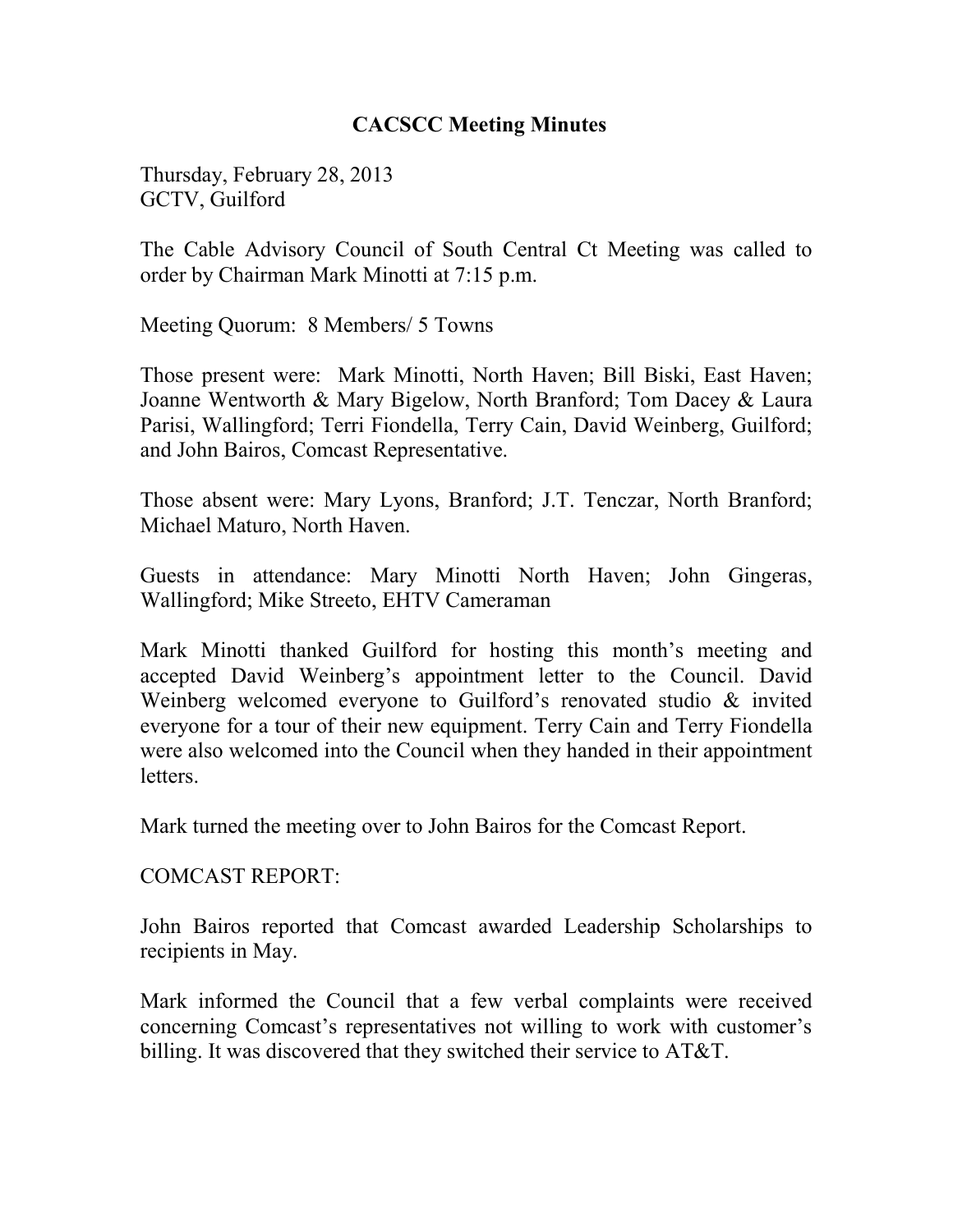# CACSCC Meeting Minutes

Thursday, February 28, 2013
GCTV, Guilford

The Cable Advisory Council of South Central Ct Meeting was called to order by Chairman Mark Minotti at 7:15 p.m.

Meeting Quorum: 8 Members/ 5 Towns

Those present were: Mark Minotti, North Haven; Bill Biski, East Haven; Joanne Wentworth & Mary Bigelow, North Branford; Tom Dacey & Laura Parisi, Wallingford; Terri Fiondella, Terry Cain, David Weinberg, Guilford; and John Bairos, Comcast Representative.

Those absent were: Mary Lyons, Branford; J.T. Tenczar, North Branford; Michael Maturo, North Haven.

Guests in attendance: Mary Minotti North Haven; John Gingeras, Wallingford; Mike Streeto, EHTV Cameraman

Mark Minotti thanked Guilford for hosting this month's meeting and accepted David Weinberg's appointment letter to the Council. David Weinberg welcomed everyone to Guilford's renovated studio & invited everyone for a tour of their new equipment. Terry Cain and Terry Fiondella were also welcomed into the Council when they handed in their appointment letters.

Mark turned the meeting over to John Bairos for the Comcast Report.

COMCAST REPORT:

John Bairos reported that Comcast awarded Leadership Scholarships to recipients in May.

Mark informed the Council that a few verbal complaints were received concerning Comcast's representatives not willing to work with customer's billing. It was discovered that they switched their service to AT&T.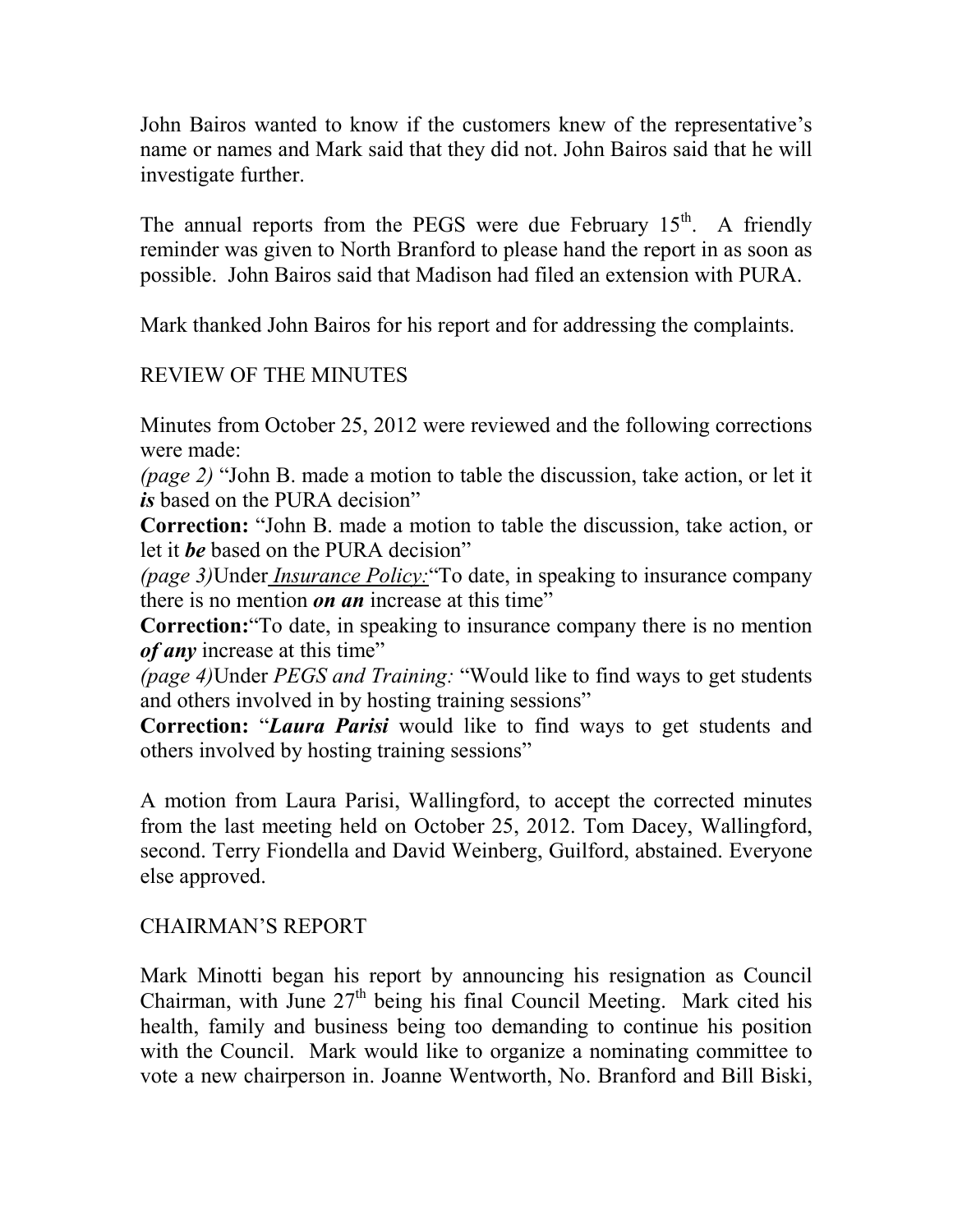John Bairos wanted to know if the customers knew of the representative's name or names and Mark said that they did not. John Bairos said that he will investigate further.

The annual reports from the PEGS were due February 15th. A friendly reminder was given to North Branford to please hand the report in as soon as possible. John Bairos said that Madison had filed an extension with PURA.

Mark thanked John Bairos for his report and for addressing the complaints.

## REVIEW OF THE MINUTES

Minutes from October 25, 2012 were reviewed and the following corrections were made:

*(page 2)* "John B. made a motion to table the discussion, take action, or let it ***is*** based on the PURA decision"

**Correction:** "John B. made a motion to table the discussion, take action, or let it ***be*** based on the PURA decision"

*(page 3)*Under *Insurance Policy:*"To date, in speaking to insurance company there is no mention ***on an*** increase at this time"

**Correction:**"To date, in speaking to insurance company there is no mention ***of any*** increase at this time"

*(page 4)*Under *PEGS and Training:* "Would like to find ways to get students and others involved in by hosting training sessions"

**Correction:** "***Laura Parisi*** would like to find ways to get students and others involved by hosting training sessions"

A motion from Laura Parisi, Wallingford, to accept the corrected minutes from the last meeting held on October 25, 2012. Tom Dacey, Wallingford, second. Terry Fiondella and David Weinberg, Guilford, abstained. Everyone else approved.

## CHAIRMAN'S REPORT

Mark Minotti began his report by announcing his resignation as Council Chairman, with June 27th being his final Council Meeting. Mark cited his health, family and business being too demanding to continue his position with the Council. Mark would like to organize a nominating committee to vote a new chairperson in. Joanne Wentworth, No. Branford and Bill Biski,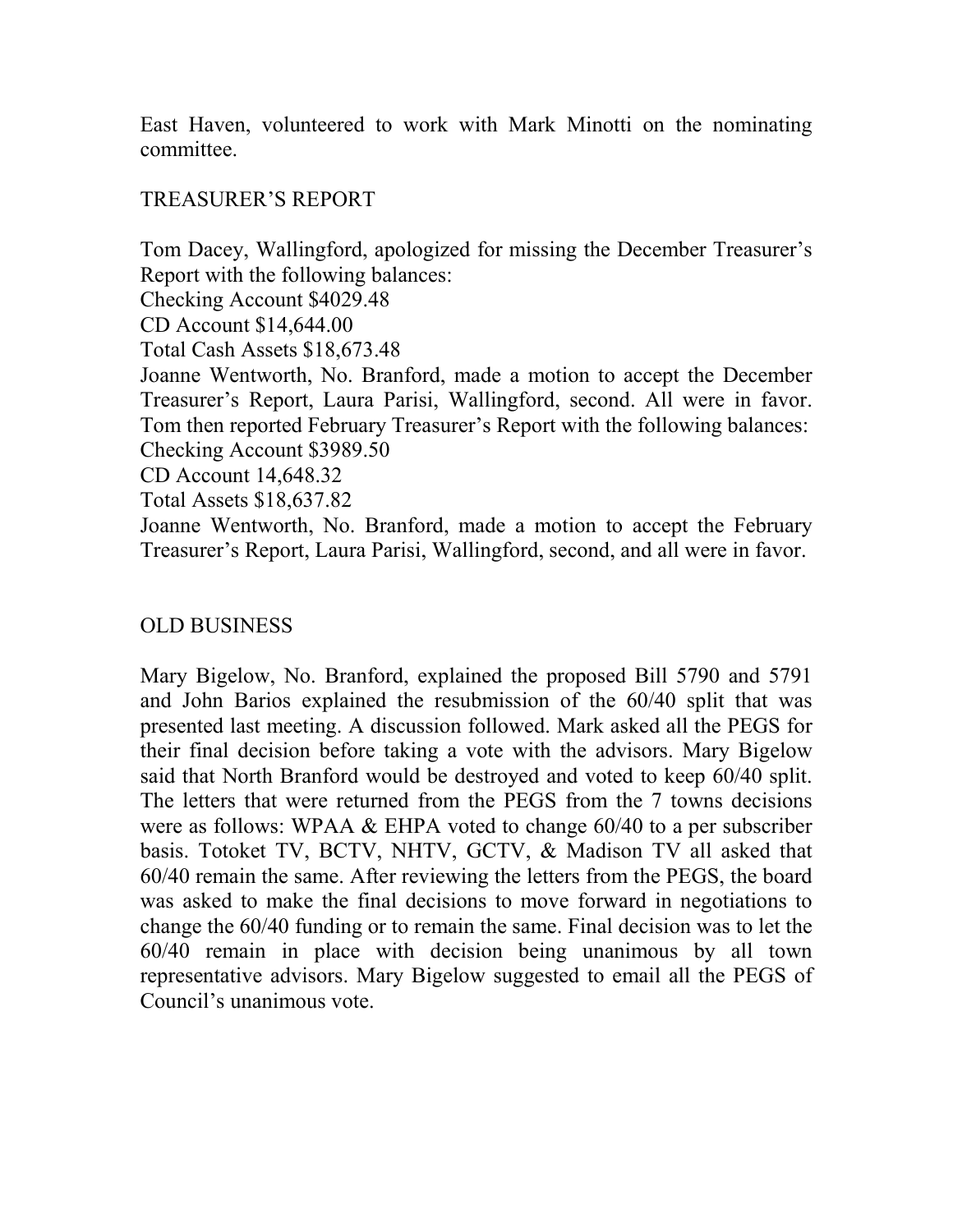East Haven, volunteered to work with Mark Minotti on the nominating committee.

## TREASURER'S REPORT

Tom Dacey, Wallingford, apologized for missing the December Treasurer's Report with the following balances:
Checking Account $4029.48
CD Account $14,644.00
Total Cash Assets $18,673.48
Joanne Wentworth, No. Branford, made a motion to accept the December Treasurer's Report, Laura Parisi, Wallingford, second. All were in favor.
Tom then reported February Treasurer's Report with the following balances:
Checking Account $3989.50
CD Account 14,648.32
Total Assets $18,637.82
Joanne Wentworth, No. Branford, made a motion to accept the February Treasurer's Report, Laura Parisi, Wallingford, second, and all were in favor.

## OLD BUSINESS

Mary Bigelow, No. Branford, explained the proposed Bill 5790 and 5791 and John Barios explained the resubmission of the 60/40 split that was presented last meeting. A discussion followed. Mark asked all the PEGS for their final decision before taking a vote with the advisors. Mary Bigelow said that North Branford would be destroyed and voted to keep 60/40 split. The letters that were returned from the PEGS from the 7 towns decisions were as follows: WPAA & EHPA voted to change 60/40 to a per subscriber basis. Totoket TV, BCTV, NHTV, GCTV, & Madison TV all asked that 60/40 remain the same. After reviewing the letters from the PEGS, the board was asked to make the final decisions to move forward in negotiations to change the 60/40 funding or to remain the same. Final decision was to let the 60/40 remain in place with decision being unanimous by all town representative advisors. Mary Bigelow suggested to email all the PEGS of Council's unanimous vote.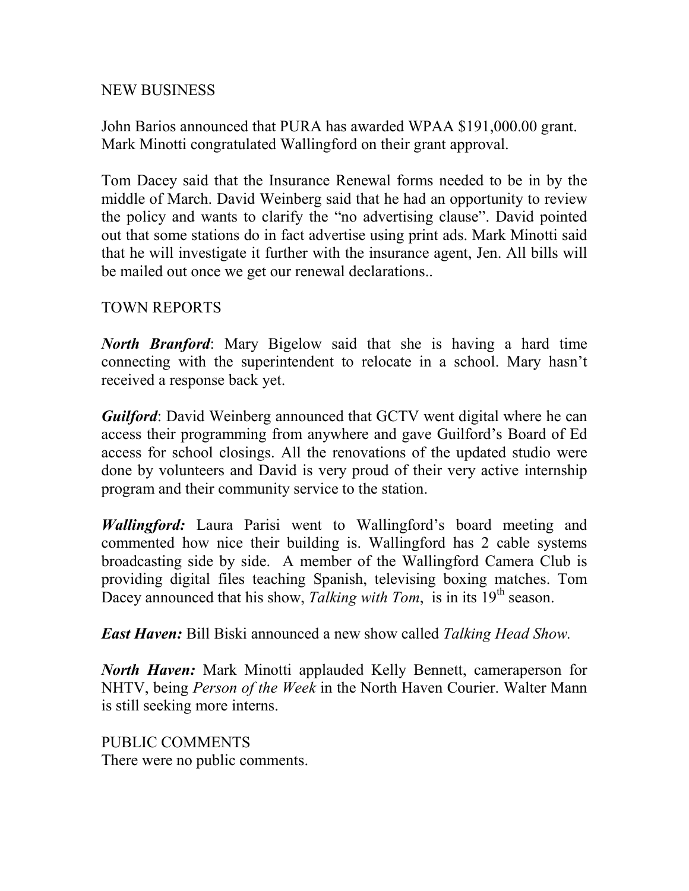## NEW BUSINESS

John Barios announced that PURA has awarded WPAA $191,000.00 grant. Mark Minotti congratulated Wallingford on their grant approval.

Tom Dacey said that the Insurance Renewal forms needed to be in by the middle of March. David Weinberg said that he had an opportunity to review the policy and wants to clarify the "no advertising clause". David pointed out that some stations do in fact advertise using print ads. Mark Minotti said that he will investigate it further with the insurance agent, Jen. All bills will be mailed out once we get our renewal declarations..

## TOWN REPORTS

***North Branford***: Mary Bigelow said that she is having a hard time connecting with the superintendent to relocate in a school. Mary hasn't received a response back yet.

***Guilford***: David Weinberg announced that GCTV went digital where he can access their programming from anywhere and gave Guilford's Board of Ed access for school closings. All the renovations of the updated studio were done by volunteers and David is very proud of their very active internship program and their community service to the station.

***Wallingford:*** Laura Parisi went to Wallingford's board meeting and commented how nice their building is. Wallingford has 2 cable systems broadcasting side by side. A member of the Wallingford Camera Club is providing digital files teaching Spanish, televising boxing matches. Tom Dacey announced that his show, *Talking with Tom*, is in its 19th season.

***East Haven:*** Bill Biski announced a new show called *Talking Head Show.*

***North Haven:*** Mark Minotti applauded Kelly Bennett, cameraperson for NHTV, being *Person of the Week* in the North Haven Courier. Walter Mann is still seeking more interns.

## PUBLIC COMMENTS

There were no public comments.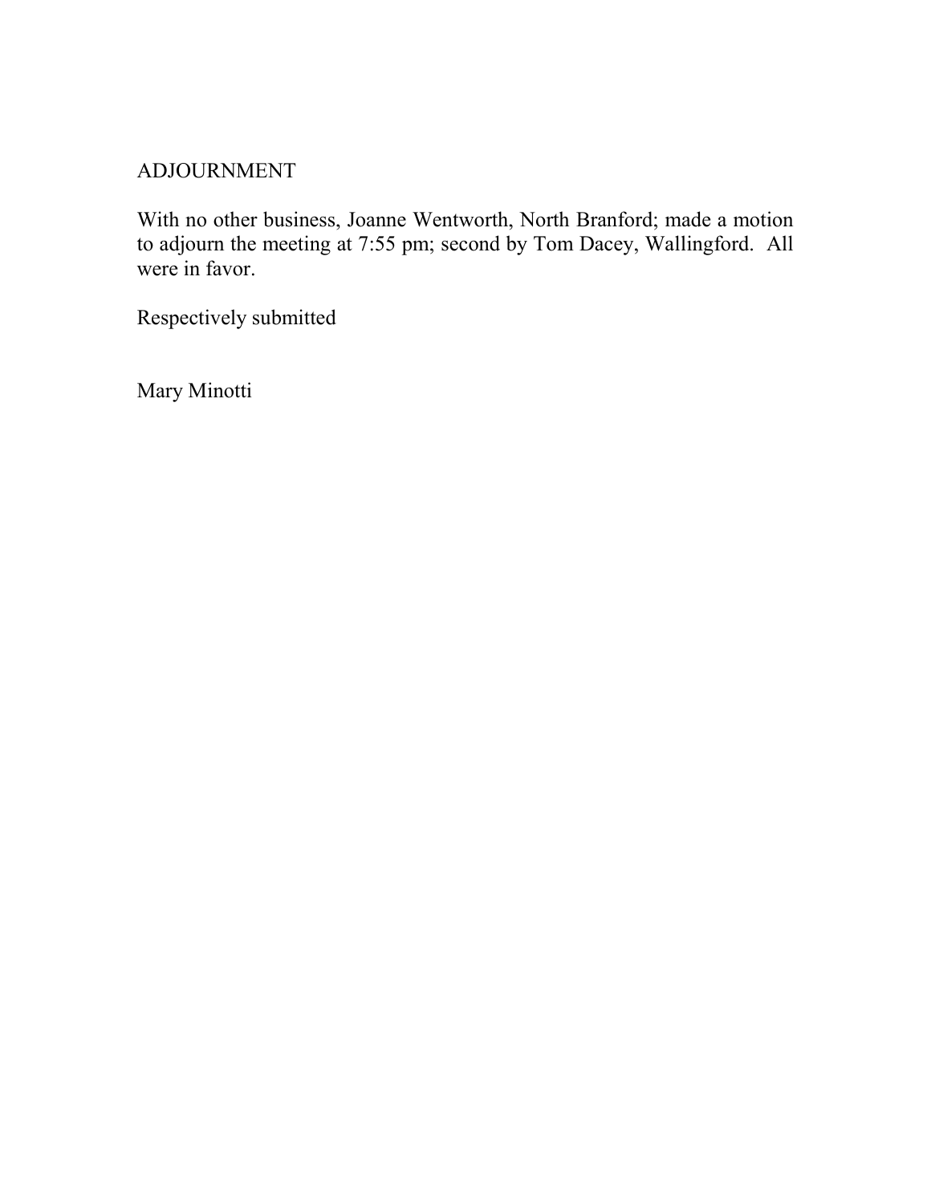## ADJOURNMENT

With no other business, Joanne Wentworth, North Branford; made a motion to adjourn the meeting at 7:55 pm; second by Tom Dacey, Wallingford. All were in favor.

Respectively submitted

Mary Minotti